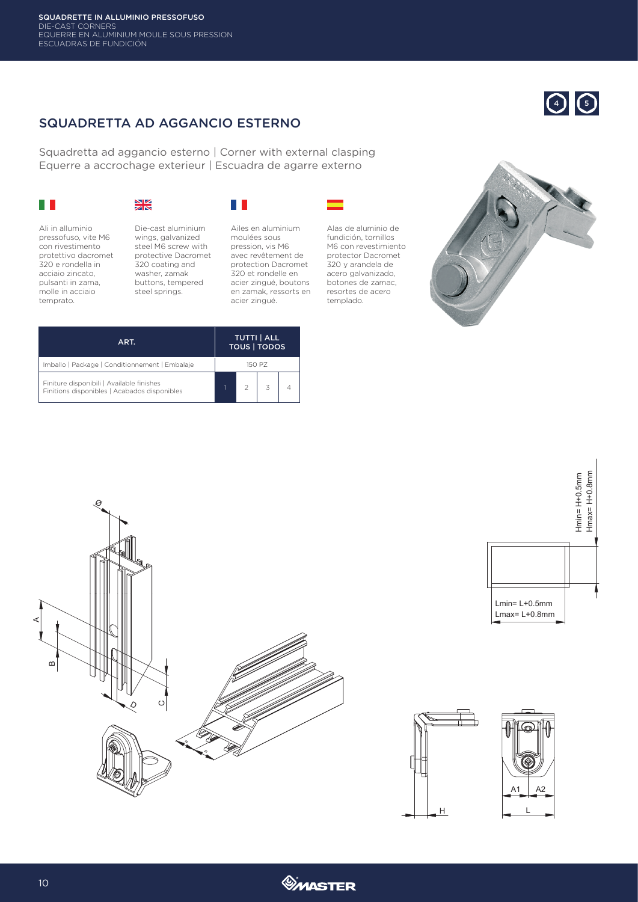## SQUADRETTA AD AGGANCIO ESTERNO

Squadretta ad aggancio esterno | Corner with external clasping
Equerre a accrochage exterieur | Escuadra de agarre externo

Ali in alluminio pressofuso, vite M6 con rivestimento protettivo dacromet 320 e rondella in acciaio zincato, pulsanti in zama, molle in acciaio temprato.

Die-cast aluminium wings, galvanized steel M6 screw with protective Dacromet 320 coating and washer, zamak buttons, tempered steel springs.

Ailes en aluminium moulées sous pression, vis M6 avec revêtement de protection Dacromet 320 et rondelle en acier zingué, boutons en zamak, ressorts en acier zingué.

Alas de aluminio de fundición, tornillos M6 con revestimiento protector Dacromet 320 y arandela de acero galvanizado, botones de zamac, resortes de acero templado.

| ART. | TUTTI \| ALL TOUS \| TODOS | | | |
|---|---|---|---|---|
| Imballo \| Package \| Conditionnement \| Embalaje | 150 PZ | | | |
| Finiture disponibili \| Available finishes Finitions disponibles \| Acabados disponibles | 1 | 2 | 3 | 4 |

Hmin= H+0.5mm
Hmax= H+0.8mm

Lmin= L+0.5mm
Lmax= L+0.8mm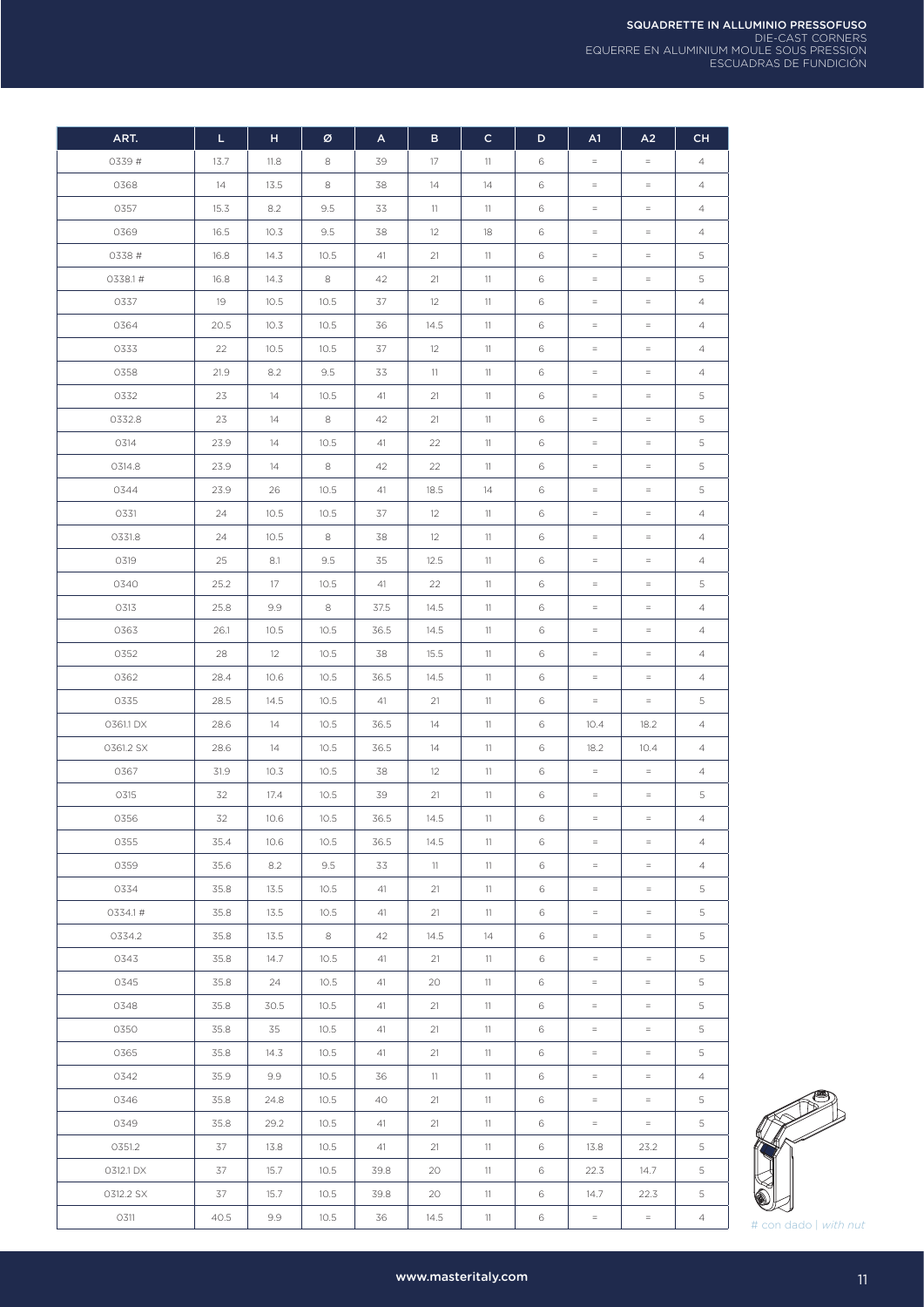## SQUADRETTE IN ALLUMINIO PRESSOFUSO

DIE-CAST CORNERS
EQUERRE EN ALUMINIUM MOULE SOUS PRESSION
ESCUADRAS DE FUNDICIÓN

| ART. | L | H | Ø | A | B | C | D | A1 | A2 | CH |
|---|---|---|---|---|---|---|---|---|---|---|
| 0339 # | 13.7 | 11.8 | 8 | 39 | 17 | 11 | 6 | = | = | 4 |
| 0368 | 14 | 13.5 | 8 | 38 | 14 | 14 | 6 | = | = | 4 |
| 0357 | 15.3 | 8.2 | 9.5 | 33 | 11 | 11 | 6 | = | = | 4 |
| 0369 | 16.5 | 10.3 | 9.5 | 38 | 12 | 18 | 6 | = | = | 4 |
| 0338 # | 16.8 | 14.3 | 10.5 | 41 | 21 | 11 | 6 | = | = | 5 |
| 0338.1 # | 16.8 | 14.3 | 8 | 42 | 21 | 11 | 6 | = | = | 5 |
| 0337 | 19 | 10.5 | 10.5 | 37 | 12 | 11 | 6 | = | = | 4 |
| 0364 | 20.5 | 10.3 | 10.5 | 36 | 14.5 | 11 | 6 | = | = | 4 |
| 0333 | 22 | 10.5 | 10.5 | 37 | 12 | 11 | 6 | = | = | 4 |
| 0358 | 21.9 | 8.2 | 9.5 | 33 | 11 | 11 | 6 | = | = | 4 |
| 0332 | 23 | 14 | 10.5 | 41 | 21 | 11 | 6 | = | = | 5 |
| 0332.8 | 23 | 14 | 8 | 42 | 21 | 11 | 6 | = | = | 5 |
| 0314 | 23.9 | 14 | 10.5 | 41 | 22 | 11 | 6 | = | = | 5 |
| 0314.8 | 23.9 | 14 | 8 | 42 | 22 | 11 | 6 | = | = | 5 |
| 0344 | 23.9 | 26 | 10.5 | 41 | 18.5 | 14 | 6 | = | = | 5 |
| 0331 | 24 | 10.5 | 10.5 | 37 | 12 | 11 | 6 | = | = | 4 |
| 0331.8 | 24 | 10.5 | 8 | 38 | 12 | 11 | 6 | = | = | 4 |
| 0319 | 25 | 8.1 | 9.5 | 35 | 12.5 | 11 | 6 | = | = | 4 |
| 0340 | 25.2 | 17 | 10.5 | 41 | 22 | 11 | 6 | = | = | 5 |
| 0313 | 25.8 | 9.9 | 8 | 37.5 | 14.5 | 11 | 6 | = | = | 4 |
| 0363 | 26.1 | 10.5 | 10.5 | 36.5 | 14.5 | 11 | 6 | = | = | 4 |
| 0352 | 28 | 12 | 10.5 | 38 | 15.5 | 11 | 6 | = | = | 4 |
| 0362 | 28.4 | 10.6 | 10.5 | 36.5 | 14.5 | 11 | 6 | = | = | 4 |
| 0335 | 28.5 | 14.5 | 10.5 | 41 | 21 | 11 | 6 | = | = | 5 |
| 0361.1 DX | 28.6 | 14 | 10.5 | 36.5 | 14 | 11 | 6 | 10.4 | 18.2 | 4 |
| 0361.2 SX | 28.6 | 14 | 10.5 | 36.5 | 14 | 11 | 6 | 18.2 | 10.4 | 4 |
| 0367 | 31.9 | 10.3 | 10.5 | 38 | 12 | 11 | 6 | = | = | 4 |
| 0315 | 32 | 17.4 | 10.5 | 39 | 21 | 11 | 6 | = | = | 5 |
| 0356 | 32 | 10.6 | 10.5 | 36.5 | 14.5 | 11 | 6 | = | = | 4 |
| 0355 | 35.4 | 10.6 | 10.5 | 36.5 | 14.5 | 11 | 6 | = | = | 4 |
| 0359 | 35.6 | 8.2 | 9.5 | 33 | 11 | 11 | 6 | = | = | 4 |
| 0334 | 35.8 | 13.5 | 10.5 | 41 | 21 | 11 | 6 | = | = | 5 |
| 0334.1 # | 35.8 | 13.5 | 10.5 | 41 | 21 | 11 | 6 | = | = | 5 |
| 0334.2 | 35.8 | 13.5 | 8 | 42 | 14.5 | 14 | 6 | = | = | 5 |
| 0343 | 35.8 | 14.7 | 10.5 | 41 | 21 | 11 | 6 | = | = | 5 |
| 0345 | 35.8 | 24 | 10.5 | 41 | 20 | 11 | 6 | = | = | 5 |
| 0348 | 35.8 | 30.5 | 10.5 | 41 | 21 | 11 | 6 | = | = | 5 |
| 0350 | 35.8 | 35 | 10.5 | 41 | 21 | 11 | 6 | = | = | 5 |
| 0365 | 35.8 | 14.3 | 10.5 | 41 | 21 | 11 | 6 | = | = | 5 |
| 0342 | 35.9 | 9.9 | 10.5 | 36 | 11 | 11 | 6 | = | = | 4 |
| 0346 | 35.8 | 24.8 | 10.5 | 40 | 21 | 11 | 6 | = | = | 5 |
| 0349 | 35.8 | 29.2 | 10.5 | 41 | 21 | 11 | 6 | = | = | 5 |
| 0351.2 | 37 | 13.8 | 10.5 | 41 | 21 | 11 | 6 | 13.8 | 23.2 | 5 |
| 0312.1 DX | 37 | 15.7 | 10.5 | 39.8 | 20 | 11 | 6 | 22.3 | 14.7 | 5 |
| 0312.2 SX | 37 | 15.7 | 10.5 | 39.8 | 20 | 11 | 6 | 14.7 | 22.3 | 5 |
| 0311 | 40.5 | 9.9 | 10.5 | 36 | 14.5 | 11 | 6 | = | = | 4 |

# con dado | *with nut*

www.masteritaly.com